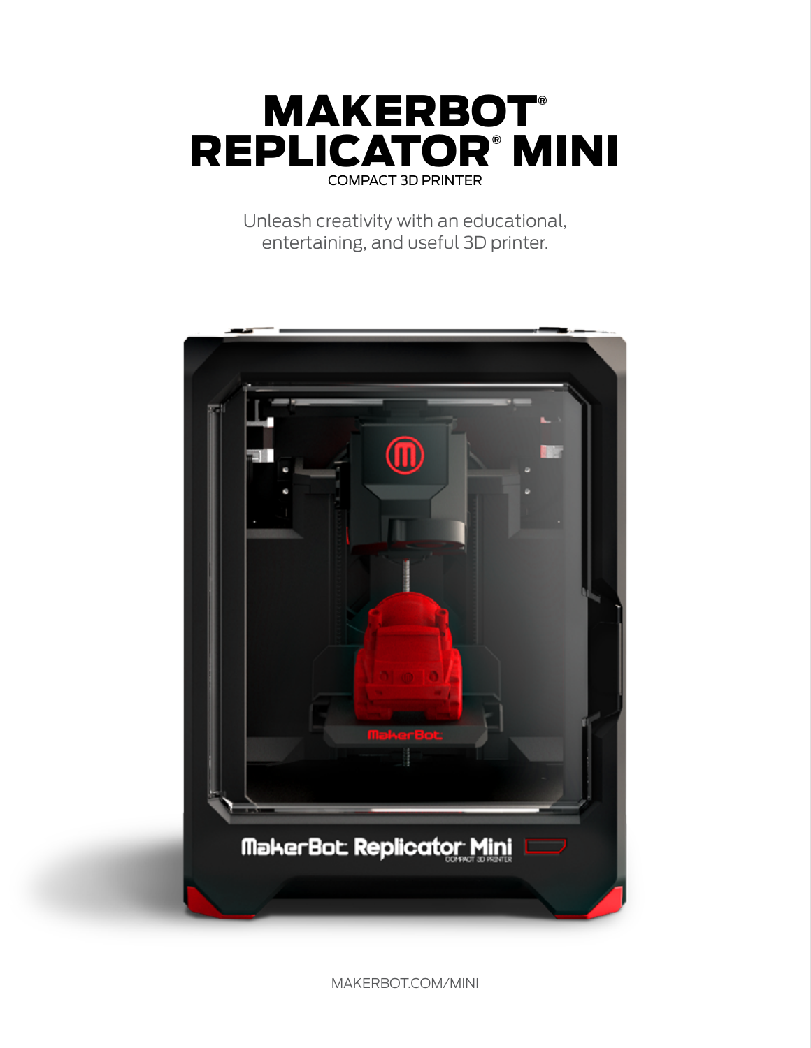# MAKERBOT® REPLICATOR® MINI

COMPACT 3D PRINTER

Unleash creativity with an educational, entertaining, and useful 3D printer.

MAKERBOT.COM/MINI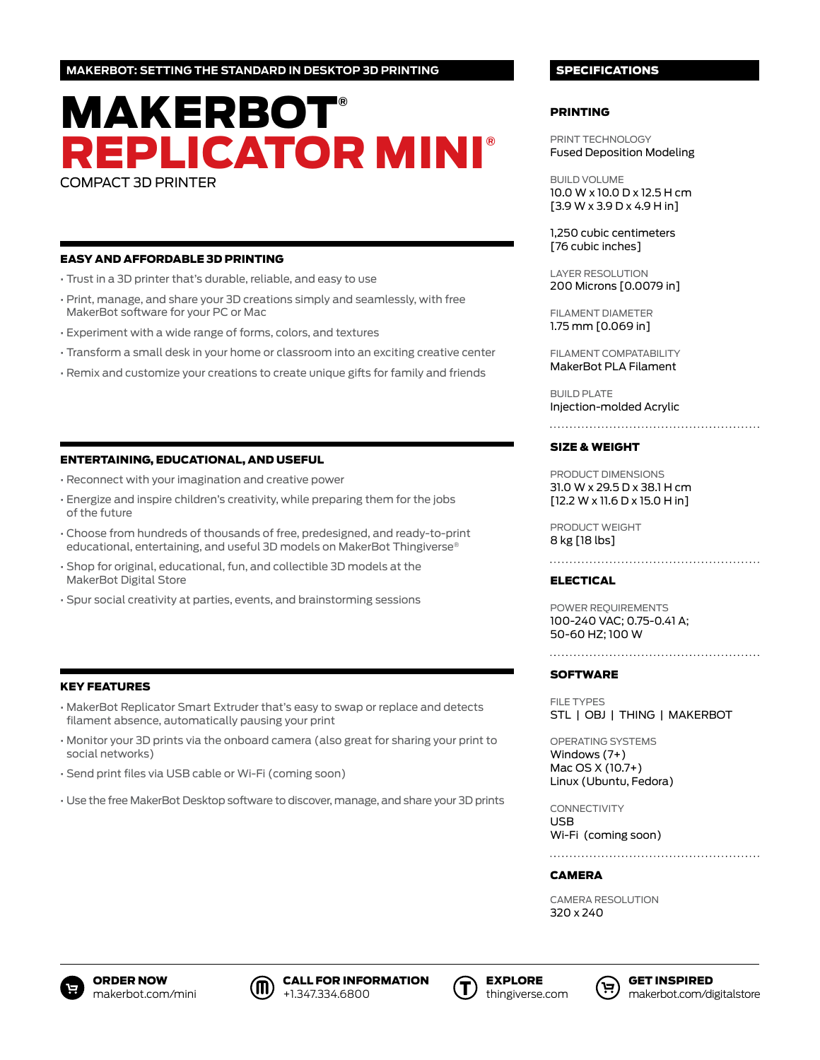MAKERBOT: SETTING THE STANDARD IN DESKTOP 3D PRINTING

# MAKERBOT®
# REPLICATOR MINI®

COMPACT 3D PRINTER

### EASY AND AFFORDABLE 3D PRINTING

- Trust in a 3D printer that's durable, reliable, and easy to use
- Print, manage, and share your 3D creations simply and seamlessly, with free MakerBot software for your PC or Mac
- Experiment with a wide range of forms, colors, and textures
- Transform a small desk in your home or classroom into an exciting creative center
- Remix and customize your creations to create unique gifts for family and friends

### ENTERTAINING, EDUCATIONAL, AND USEFUL

- Reconnect with your imagination and creative power
- Energize and inspire children's creativity, while preparing them for the jobs of the future
- Choose from hundreds of thousands of free, predesigned, and ready-to-print educational, entertaining, and useful 3D models on MakerBot Thingiverse®
- Shop for original, educational, fun, and collectible 3D models at the MakerBot Digital Store
- Spur social creativity at parties, events, and brainstorming sessions

### KEY FEATURES

- MakerBot Replicator Smart Extruder that's easy to swap or replace and detects filament absence, automatically pausing your print
- Monitor your 3D prints via the onboard camera (also great for sharing your print to social networks)
- Send print files via USB cable or Wi-Fi (coming soon)
- Use the free MakerBot Desktop software to discover, manage, and share your 3D prints

## SPECIFICATIONS

### PRINTING

PRINT TECHNOLOGY
Fused Deposition Modeling

BUILD VOLUME
10.0 W x 10.0 D x 12.5 H cm
[3.9 W x 3.9 D x 4.9 H in]

1,250 cubic centimeters
[76 cubic inches]

LAYER RESOLUTION
200 Microns [0.0079 in]

FILAMENT DIAMETER
1.75 mm [0.069 in]

FILAMENT COMPATABILITY
MakerBot PLA Filament

BUILD PLATE
Injection-molded Acrylic

### SIZE & WEIGHT

PRODUCT DIMENSIONS
31.0 W x 29.5 D x 38.1 H cm
[12.2 W x 11.6 D x 15.0 H in]

PRODUCT WEIGHT
8 kg [18 lbs]

### ELECTICAL

POWER REQUIREMENTS
100-240 VAC; 0.75-0.41 A;
50-60 HZ; 100 W

### SOFTWARE

FILE TYPES
STL | OBJ | THING | MAKERBOT

OPERATING SYSTEMS
Windows (7+)
Mac OS X (10.7+)
Linux (Ubuntu, Fedora)

CONNECTIVITY
USB
Wi-Fi (coming soon)

### CAMERA

CAMERA RESOLUTION
320 x 240

**ORDER NOW**
makerbot.com/mini

**CALL FOR INFORMATION**
+1.347.334.6800

**EXPLORE**
thingiverse.com

**GET INSPIRED**
makerbot.com/digitalstore